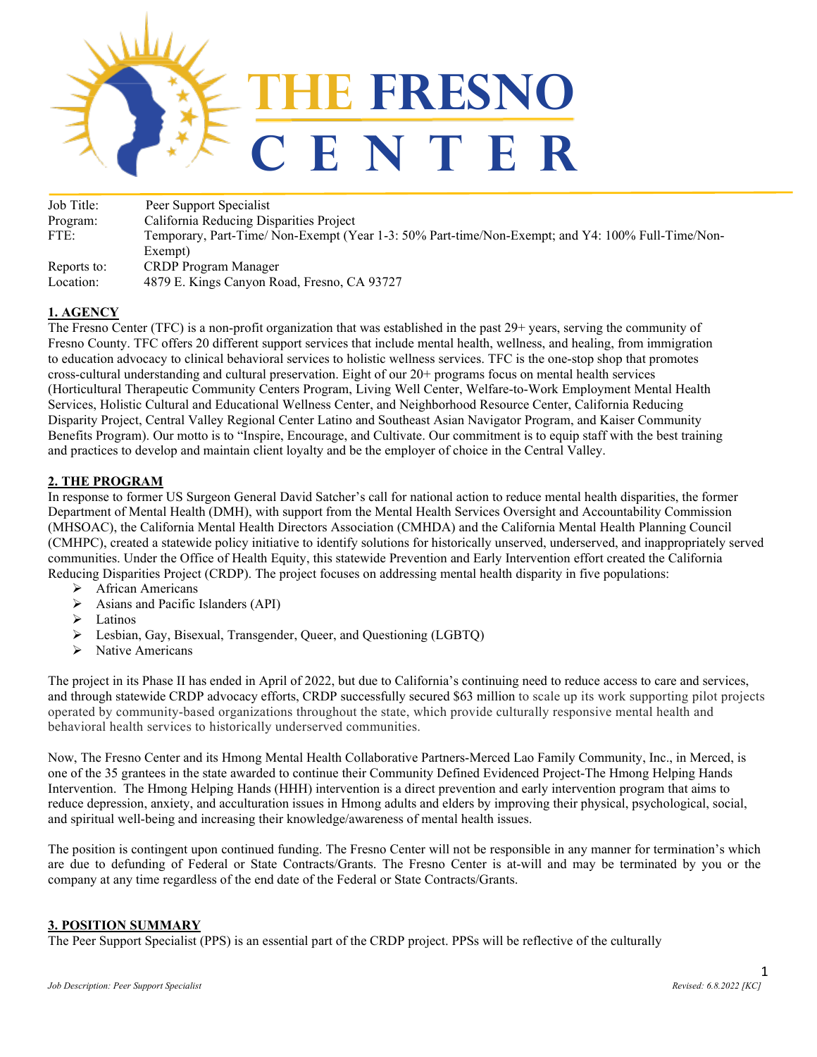# THE FRESNO CENTER

| | |
|---|---|
| Job Title: | Peer Support Specialist |
| Program: | California Reducing Disparities Project |
| FTE: | Temporary, Part-Time/ Non-Exempt (Year 1-3: 50% Part-time/Non-Exempt; and Y4: 100% Full-Time/Non-Exempt) |
| Reports to: | CRDP Program Manager |
| Location: | 4879 E. Kings Canyon Road, Fresno, CA 93727 |

## 1. AGENCY

The Fresno Center (TFC) is a non-profit organization that was established in the past 29+ years, serving the community of Fresno County. TFC offers 20 different support services that include mental health, wellness, and healing, from immigration to education advocacy to clinical behavioral services to holistic wellness services. TFC is the one-stop shop that promotes cross-cultural understanding and cultural preservation. Eight of our 20+ programs focus on mental health services (Horticultural Therapeutic Community Centers Program, Living Well Center, Welfare-to-Work Employment Mental Health Services, Holistic Cultural and Educational Wellness Center, and Neighborhood Resource Center, California Reducing Disparity Project, Central Valley Regional Center Latino and Southeast Asian Navigator Program, and Kaiser Community Benefits Program). Our motto is to "Inspire, Encourage, and Cultivate. Our commitment is to equip staff with the best training and practices to develop and maintain client loyalty and be the employer of choice in the Central Valley.

## 2. THE PROGRAM

In response to former US Surgeon General David Satcher's call for national action to reduce mental health disparities, the former Department of Mental Health (DMH), with support from the Mental Health Services Oversight and Accountability Commission (MHSOAC), the California Mental Health Directors Association (CMHDA) and the California Mental Health Planning Council (CMHPC), created a statewide policy initiative to identify solutions for historically unserved, underserved, and inappropriately served communities. Under the Office of Health Equity, this statewide Prevention and Early Intervention effort created the California Reducing Disparities Project (CRDP). The project focuses on addressing mental health disparity in five populations:

- African Americans
- Asians and Pacific Islanders (API)
- Latinos
- Lesbian, Gay, Bisexual, Transgender, Queer, and Questioning (LGBTQ)
- Native Americans

The project in its Phase II has ended in April of 2022, but due to California's continuing need to reduce access to care and services, and through statewide CRDP advocacy efforts, CRDP successfully secured $63 million to scale up its work supporting pilot projects operated by community-based organizations throughout the state, which provide culturally responsive mental health and behavioral health services to historically underserved communities.

Now, The Fresno Center and its Hmong Mental Health Collaborative Partners-Merced Lao Family Community, Inc., in Merced, is one of the 35 grantees in the state awarded to continue their Community Defined Evidenced Project-The Hmong Helping Hands Intervention. The Hmong Helping Hands (HHH) intervention is a direct prevention and early intervention program that aims to reduce depression, anxiety, and acculturation issues in Hmong adults and elders by improving their physical, psychological, social, and spiritual well-being and increasing their knowledge/awareness of mental health issues.

The position is contingent upon continued funding. The Fresno Center will not be responsible in any manner for termination's which are due to defunding of Federal or State Contracts/Grants. The Fresno Center is at-will and may be terminated by you or the company at any time regardless of the end date of the Federal or State Contracts/Grants.

## 3. POSITION SUMMARY

The Peer Support Specialist (PPS) is an essential part of the CRDP project. PPSs will be reflective of the culturally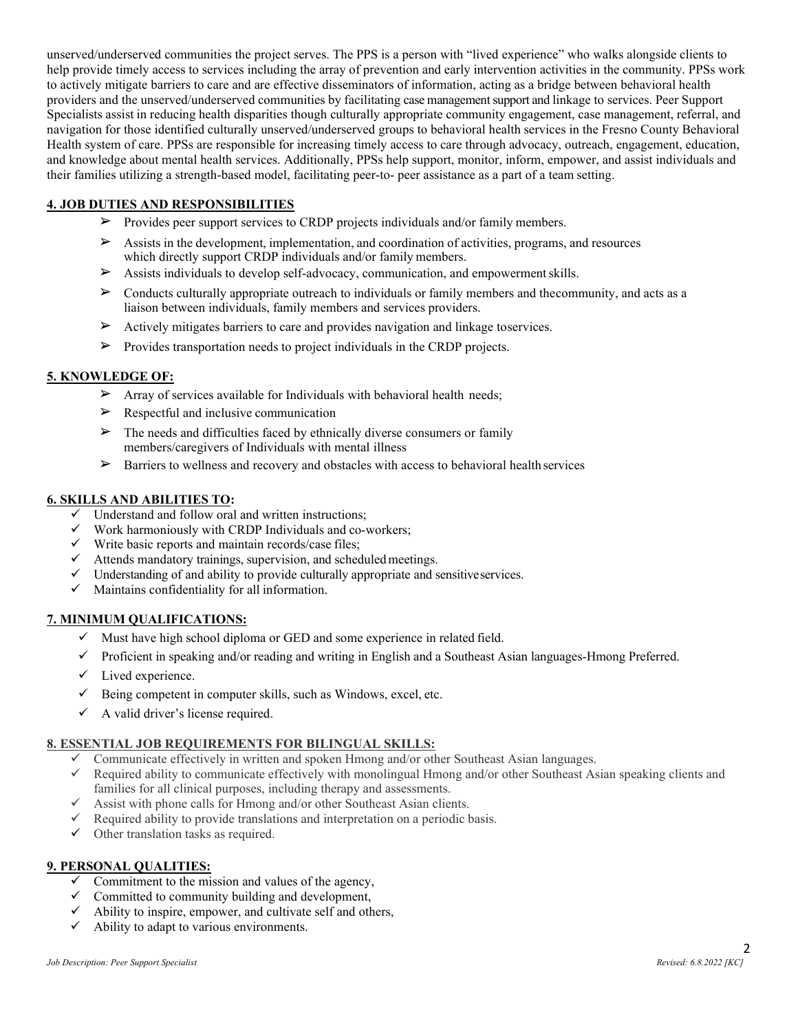unserved/underserved communities the project serves. The PPS is a person with "lived experience" who walks alongside clients to help provide timely access to services including the array of prevention and early intervention activities in the community. PPSs work to actively mitigate barriers to care and are effective disseminators of information, acting as a bridge between behavioral health providers and the unserved/underserved communities by facilitating case management support and linkage to services. Peer Support Specialists assist in reducing health disparities though culturally appropriate community engagement, case management, referral, and navigation for those identified culturally unserved/underserved groups to behavioral health services in the Fresno County Behavioral Health system of care. PPSs are responsible for increasing timely access to care through advocacy, outreach, engagement, education, and knowledge about mental health services. Additionally, PPSs help support, monitor, inform, empower, and assist individuals and their families utilizing a strength-based model, facilitating peer-to- peer assistance as a part of a team setting.

## 4. JOB DUTIES AND RESPONSIBILITIES

- ➢ Provides peer support services to CRDP projects individuals and/or family members.
- ➢ Assists in the development, implementation, and coordination of activities, programs, and resources which directly support CRDP individuals and/or family members.
- ➢ Assists individuals to develop self-advocacy, communication, and empowerment skills.
- ➢ Conducts culturally appropriate outreach to individuals or family members and thecommunity, and acts as a liaison between individuals, family members and services providers.
- ➢ Actively mitigates barriers to care and provides navigation and linkage toservices.
- ➢ Provides transportation needs to project individuals in the CRDP projects.

## 5. KNOWLEDGE OF:

- ➢ Array of services available for Individuals with behavioral health needs;
- ➢ Respectful and inclusive communication
- ➢ The needs and difficulties faced by ethnically diverse consumers or family members/caregivers of Individuals with mental illness
- ➢ Barriers to wellness and recovery and obstacles with access to behavioral health services

## 6. SKILLS AND ABILITIES TO:

- ✓ Understand and follow oral and written instructions;
- ✓ Work harmoniously with CRDP Individuals and co-workers;
- ✓ Write basic reports and maintain records/case files;
- ✓ Attends mandatory trainings, supervision, and scheduled meetings.
- ✓ Understanding of and ability to provide culturally appropriate and sensitiveservices.
- ✓ Maintains confidentiality for all information.

## 7. MINIMUM QUALIFICATIONS:

- ✓ Must have high school diploma or GED and some experience in related field.
- ✓ Proficient in speaking and/or reading and writing in English and a Southeast Asian languages-Hmong Preferred.
- ✓ Lived experience.
- ✓ Being competent in computer skills, such as Windows, excel, etc.
- ✓ A valid driver's license required.

## 8. ESSENTIAL JOB REQUIREMENTS FOR BILINGUAL SKILLS:

- ✓ Communicate effectively in written and spoken Hmong and/or other Southeast Asian languages.
- ✓ Required ability to communicate effectively with monolingual Hmong and/or other Southeast Asian speaking clients and families for all clinical purposes, including therapy and assessments.
- ✓ Assist with phone calls for Hmong and/or other Southeast Asian clients.
- ✓ Required ability to provide translations and interpretation on a periodic basis.
- ✓ Other translation tasks as required.

## 9. PERSONAL QUALITIES:

- ✓ Commitment to the mission and values of the agency,
- ✓ Committed to community building and development,
- ✓ Ability to inspire, empower, and cultivate self and others,
- ✓ Ability to adapt to various environments.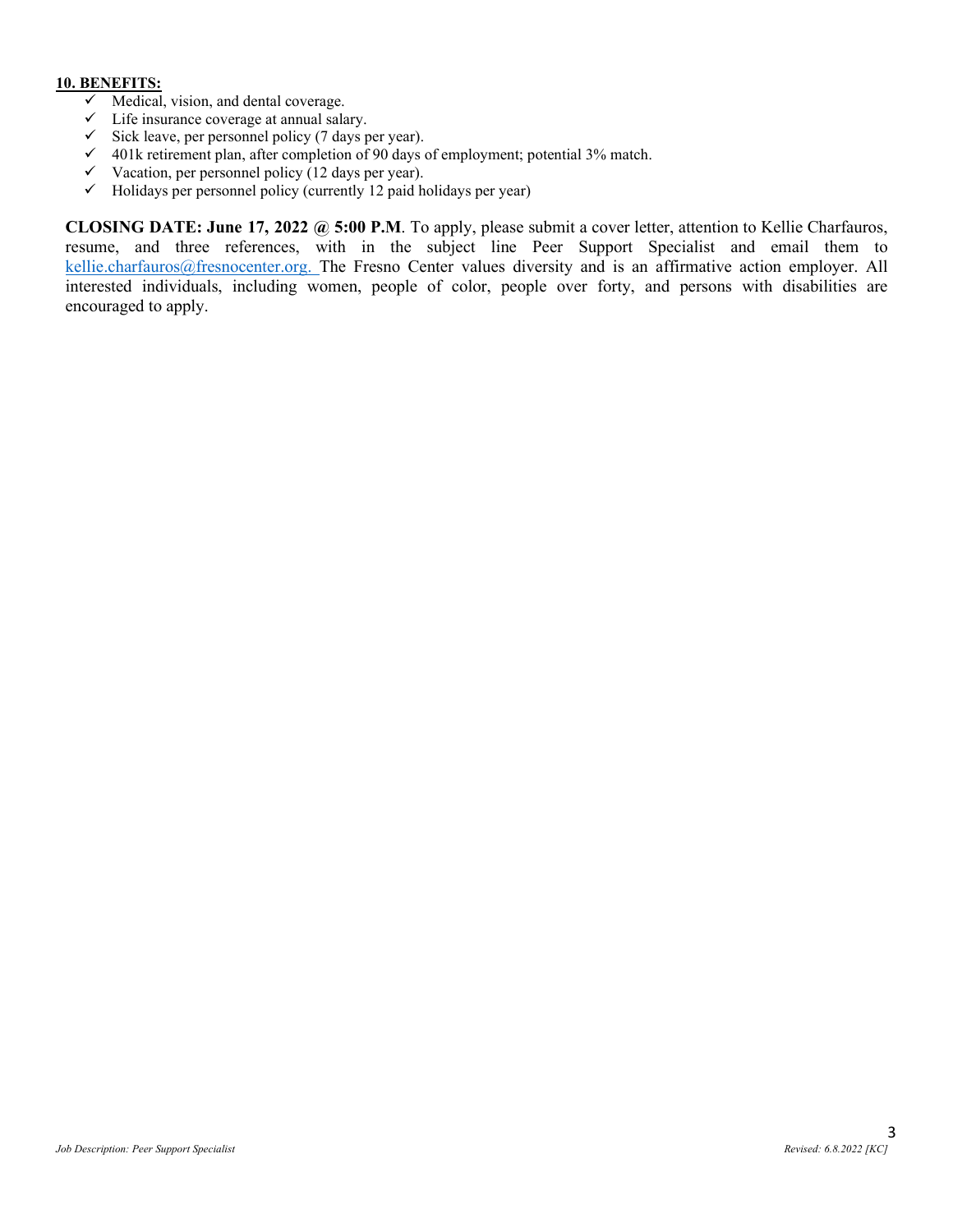**10. BENEFITS:**

- ✓ Medical, vision, and dental coverage.
- ✓ Life insurance coverage at annual salary.
- ✓ Sick leave, per personnel policy (7 days per year).
- ✓ 401k retirement plan, after completion of 90 days of employment; potential 3% match.
- ✓ Vacation, per personnel policy (12 days per year).
- ✓ Holidays per personnel policy (currently 12 paid holidays per year)

**CLOSING DATE: June 17, 2022 @ 5:00 P.M**. To apply, please submit a cover letter, attention to Kellie Charfauros, resume, and three references, with in the subject line Peer Support Specialist and email them to kellie.charfauros@fresnocenter.org. The Fresno Center values diversity and is an affirmative action employer. All interested individuals, including women, people of color, people over forty, and persons with disabilities are encouraged to apply.